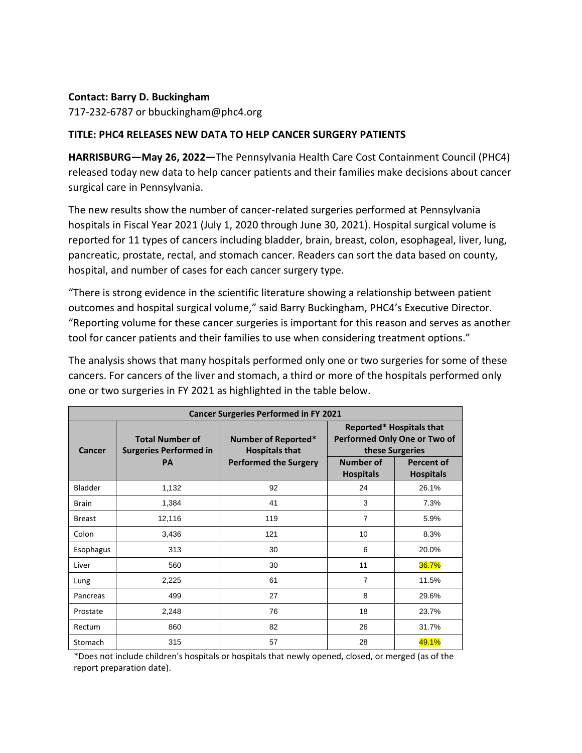**Contact: Barry D. Buckingham**

717-232-6787 or bbuckingham@phc4.org

**TITLE: PHC4 RELEASES NEW DATA TO HELP CANCER SURGERY PATIENTS**

**HARRISBURG—May 26, 2022—**The Pennsylvania Health Care Cost Containment Council (PHC4) released today new data to help cancer patients and their families make decisions about cancer surgical care in Pennsylvania.

The new results show the number of cancer-related surgeries performed at Pennsylvania hospitals in Fiscal Year 2021 (July 1, 2020 through June 30, 2021). Hospital surgical volume is reported for 11 types of cancers including bladder, brain, breast, colon, esophageal, liver, lung, pancreatic, prostate, rectal, and stomach cancer. Readers can sort the data based on county, hospital, and number of cases for each cancer surgery type.

"There is strong evidence in the scientific literature showing a relationship between patient outcomes and hospital surgical volume," said Barry Buckingham, PHC4's Executive Director. "Reporting volume for these cancer surgeries is important for this reason and serves as another tool for cancer patients and their families to use when considering treatment options."

The analysis shows that many hospitals performed only one or two surgeries for some of these cancers. For cancers of the liver and stomach, a third or more of the hospitals performed only one or two surgeries in FY 2021 as highlighted in the table below.

| Cancer Surgeries Performed in FY 2021 | | | | |
|---|---|---|---|---|
| Cancer | Total Number of Surgeries Performed in PA | Number of Reported* Hospitals that Performed the Surgery | Reported* Hospitals that Performed Only One or Two of these Surgeries | |
| | | | Number of Hospitals | Percent of Hospitals |
| Bladder | 1,132 | 92 | 24 | 26.1% |
| Brain | 1,384 | 41 | 3 | 7.3% |
| Breast | 12,116 | 119 | 7 | 5.9% |
| Colon | 3,436 | 121 | 10 | 8.3% |
| Esophagus | 313 | 30 | 6 | 20.0% |
| Liver | 560 | 30 | 11 | 36.7% |
| Lung | 2,225 | 61 | 7 | 11.5% |
| Pancreas | 499 | 27 | 8 | 29.6% |
| Prostate | 2,248 | 76 | 18 | 23.7% |
| Rectum | 860 | 82 | 26 | 31.7% |
| Stomach | 315 | 57 | 28 | 49.1% |

*Does not include children's hospitals or hospitals that newly opened, closed, or merged (as of the report preparation date).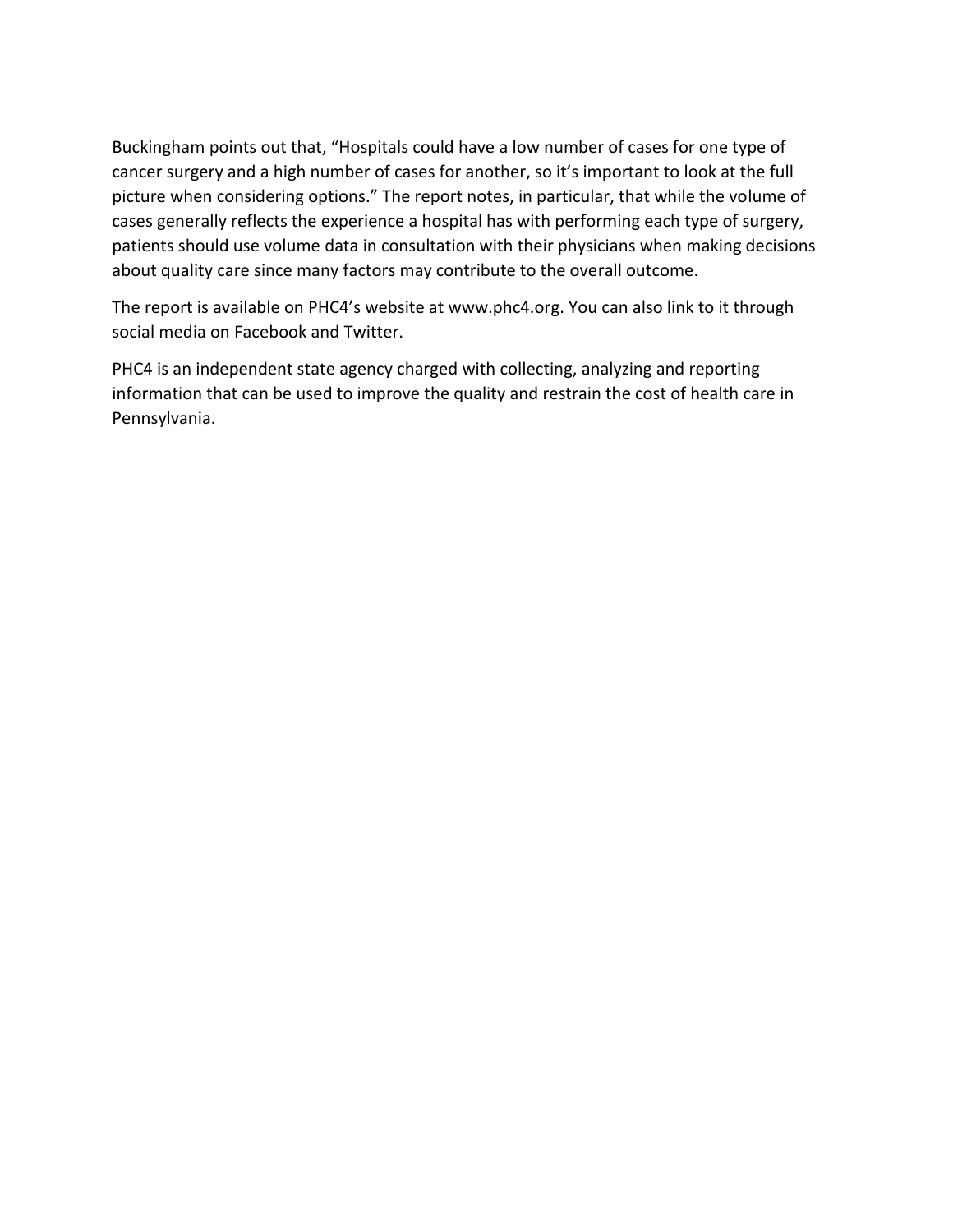Buckingham points out that, “Hospitals could have a low number of cases for one type of cancer surgery and a high number of cases for another, so it’s important to look at the full picture when considering options.” The report notes, in particular, that while the volume of cases generally reflects the experience a hospital has with performing each type of surgery, patients should use volume data in consultation with their physicians when making decisions about quality care since many factors may contribute to the overall outcome.

The report is available on PHC4’s website at www.phc4.org. You can also link to it through social media on Facebook and Twitter.

PHC4 is an independent state agency charged with collecting, analyzing and reporting information that can be used to improve the quality and restrain the cost of health care in Pennsylvania.